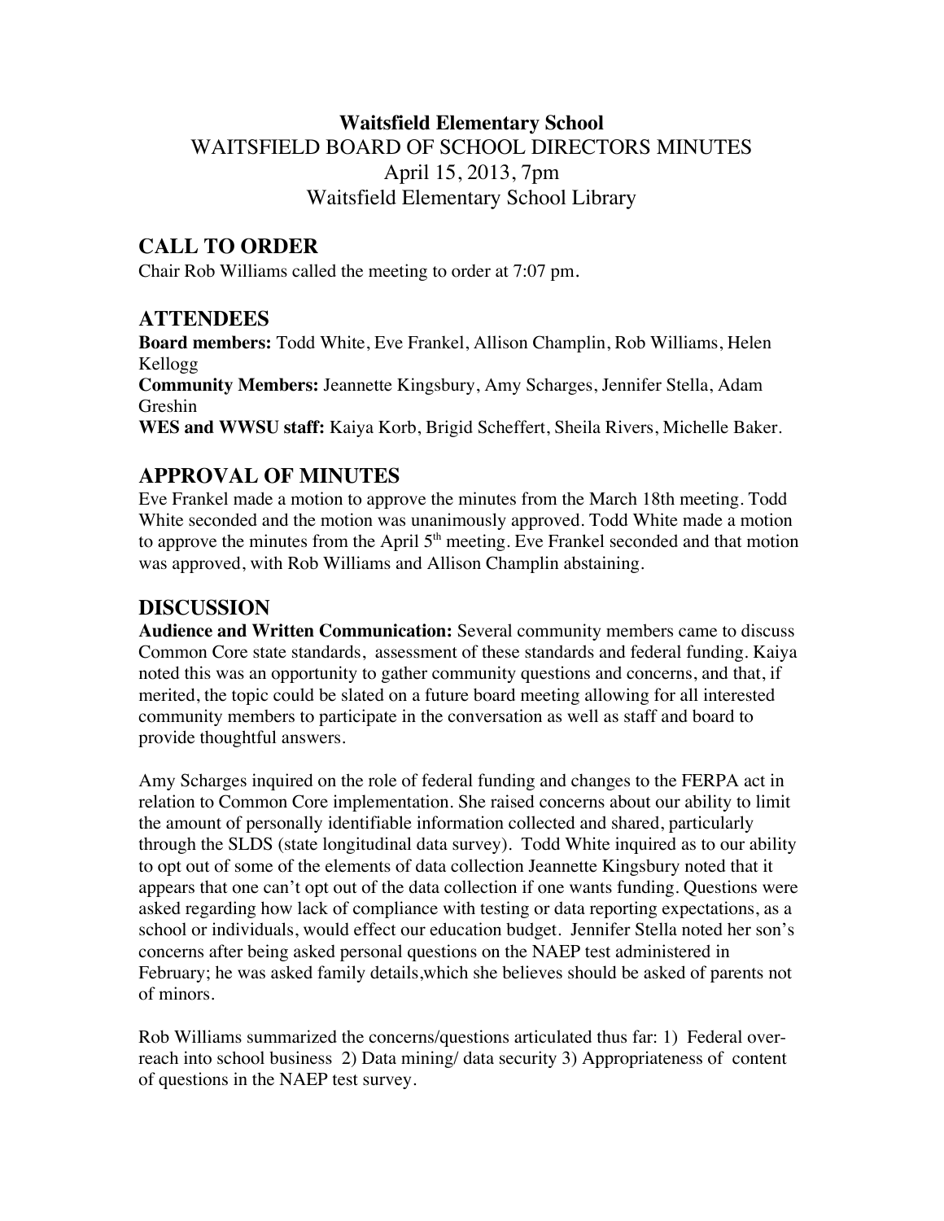**Waitsfield Elementary School**

WAITSFIELD BOARD OF SCHOOL DIRECTORS MINUTES

April 15, 2013, 7pm

Waitsfield Elementary School Library

## CALL TO ORDER

Chair Rob Williams called the meeting to order at 7:07 pm.

## ATTENDEES

**Board members:** Todd White, Eve Frankel, Allison Champlin, Rob Williams, Helen Kellogg

**Community Members:** Jeannette Kingsbury, Amy Scharges, Jennifer Stella, Adam Greshin

**WES and WWSU staff:** Kaiya Korb, Brigid Scheffert, Sheila Rivers, Michelle Baker.

## APPROVAL OF MINUTES

Eve Frankel made a motion to approve the minutes from the March 18th meeting. Todd White seconded and the motion was unanimously approved. Todd White made a motion to approve the minutes from the April 5th meeting. Eve Frankel seconded and that motion was approved, with Rob Williams and Allison Champlin abstaining.

## DISCUSSION

**Audience and Written Communication:** Several community members came to discuss Common Core state standards, assessment of these standards and federal funding. Kaiya noted this was an opportunity to gather community questions and concerns, and that, if merited, the topic could be slated on a future board meeting allowing for all interested community members to participate in the conversation as well as staff and board to provide thoughtful answers.

Amy Scharges inquired on the role of federal funding and changes to the FERPA act in relation to Common Core implementation. She raised concerns about our ability to limit the amount of personally identifiable information collected and shared, particularly through the SLDS (state longitudinal data survey). Todd White inquired as to our ability to opt out of some of the elements of data collection Jeannette Kingsbury noted that it appears that one can't opt out of the data collection if one wants funding. Questions were asked regarding how lack of compliance with testing or data reporting expectations, as a school or individuals, would effect our education budget. Jennifer Stella noted her son's concerns after being asked personal questions on the NAEP test administered in February; he was asked family details,which she believes should be asked of parents not of minors.

Rob Williams summarized the concerns/questions articulated thus far: 1) Federal over-reach into school business 2) Data mining/ data security 3) Appropriateness of content of questions in the NAEP test survey.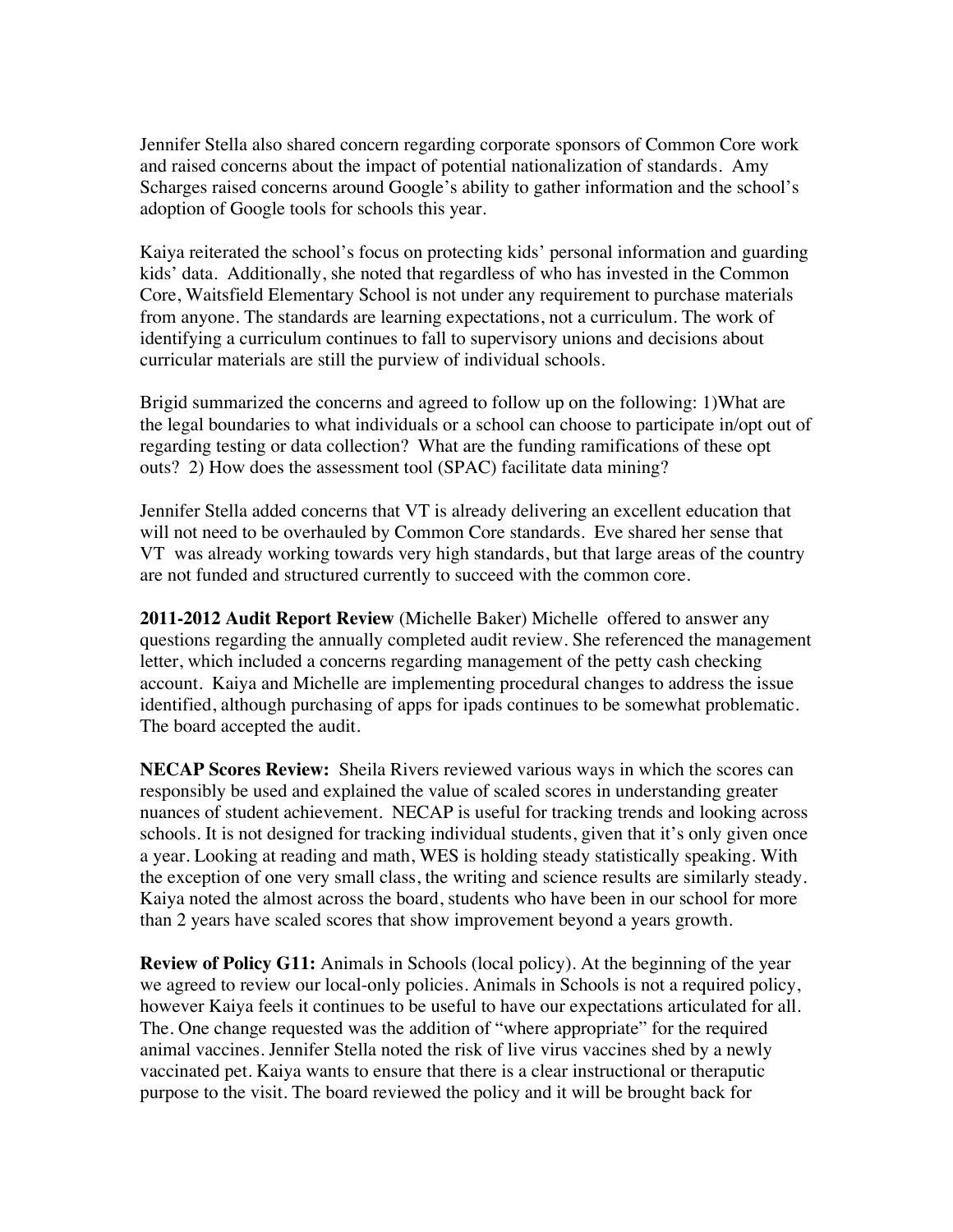Jennifer Stella also shared concern regarding corporate sponsors of Common Core work and raised concerns about the impact of potential nationalization of standards. Amy Scharges raised concerns around Google's ability to gather information and the school's adoption of Google tools for schools this year.

Kaiya reiterated the school's focus on protecting kids' personal information and guarding kids' data. Additionally, she noted that regardless of who has invested in the Common Core, Waitsfield Elementary School is not under any requirement to purchase materials from anyone. The standards are learning expectations, not a curriculum. The work of identifying a curriculum continues to fall to supervisory unions and decisions about curricular materials are still the purview of individual schools.

Brigid summarized the concerns and agreed to follow up on the following: 1)What are the legal boundaries to what individuals or a school can choose to participate in/opt out of regarding testing or data collection? What are the funding ramifications of these opt outs? 2) How does the assessment tool (SPAC) facilitate data mining?

Jennifer Stella added concerns that VT is already delivering an excellent education that will not need to be overhauled by Common Core standards. Eve shared her sense that VT was already working towards very high standards, but that large areas of the country are not funded and structured currently to succeed with the common core.

**2011-2012 Audit Report Review** (Michelle Baker) Michelle offered to answer any questions regarding the annually completed audit review. She referenced the management letter, which included a concerns regarding management of the petty cash checking account. Kaiya and Michelle are implementing procedural changes to address the issue identified, although purchasing of apps for ipads continues to be somewhat problematic. The board accepted the audit.

**NECAP Scores Review:** Sheila Rivers reviewed various ways in which the scores can responsibly be used and explained the value of scaled scores in understanding greater nuances of student achievement. NECAP is useful for tracking trends and looking across schools. It is not designed for tracking individual students, given that it's only given once a year. Looking at reading and math, WES is holding steady statistically speaking. With the exception of one very small class, the writing and science results are similarly steady. Kaiya noted the almost across the board, students who have been in our school for more than 2 years have scaled scores that show improvement beyond a years growth.

**Review of Policy G11:** Animals in Schools (local policy). At the beginning of the year we agreed to review our local-only policies. Animals in Schools is not a required policy, however Kaiya feels it continues to be useful to have our expectations articulated for all. The. One change requested was the addition of "where appropriate" for the required animal vaccines. Jennifer Stella noted the risk of live virus vaccines shed by a newly vaccinated pet. Kaiya wants to ensure that there is a clear instructional or theraputic purpose to the visit. The board reviewed the policy and it will be brought back for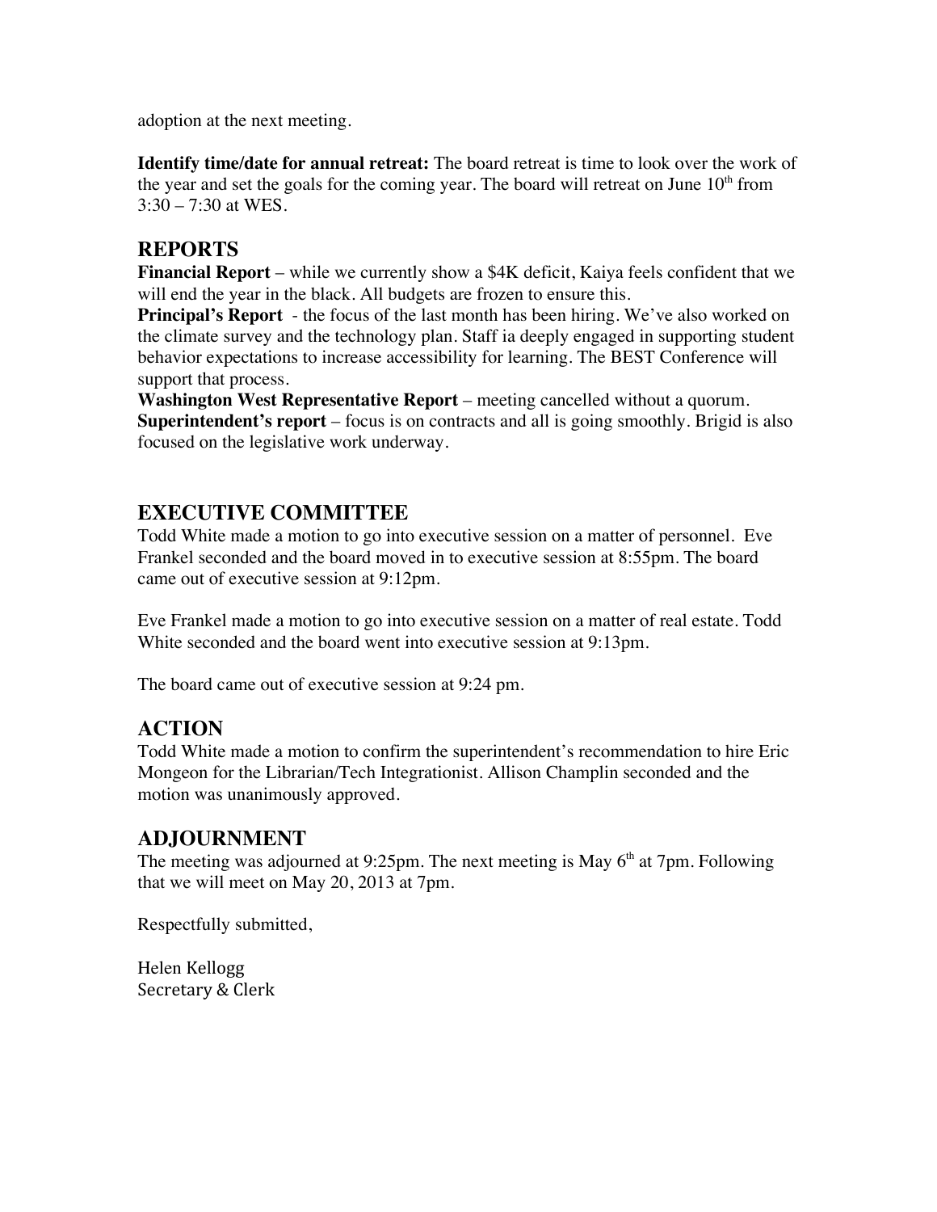adoption at the next meeting.

**Identify time/date for annual retreat:** The board retreat is time to look over the work of the year and set the goals for the coming year. The board will retreat on June 10th from 3:30 – 7:30 at WES.

## REPORTS

**Financial Report** – while we currently show a $4K deficit, Kaiya feels confident that we will end the year in the black. All budgets are frozen to ensure this.
**Principal's Report** - the focus of the last month has been hiring. We've also worked on the climate survey and the technology plan. Staff ia deeply engaged in supporting student behavior expectations to increase accessibility for learning. The BEST Conference will support that process.
**Washington West Representative Report** – meeting cancelled without a quorum.
**Superintendent's report** – focus is on contracts and all is going smoothly. Brigid is also focused on the legislative work underway.

## EXECUTIVE COMMITTEE

Todd White made a motion to go into executive session on a matter of personnel. Eve Frankel seconded and the board moved in to executive session at 8:55pm. The board came out of executive session at 9:12pm.

Eve Frankel made a motion to go into executive session on a matter of real estate. Todd White seconded and the board went into executive session at 9:13pm.

The board came out of executive session at 9:24 pm.

## ACTION

Todd White made a motion to confirm the superintendent's recommendation to hire Eric Mongeon for the Librarian/Tech Integrationist. Allison Champlin seconded and the motion was unanimously approved.

## ADJOURNMENT

The meeting was adjourned at 9:25pm. The next meeting is May 6th at 7pm. Following that we will meet on May 20, 2013 at 7pm.

Respectfully submitted,

Helen Kellogg
Secretary & Clerk